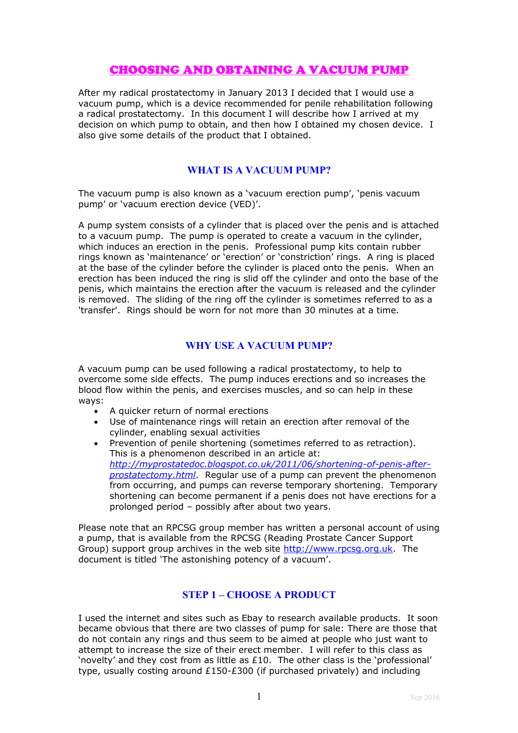# CHOOSING AND OBTAINING A VACUUM PUMP

After my radical prostatectomy in January 2013 I decided that I would use a vacuum pump, which is a device recommended for penile rehabilitation following a radical prostatectomy. In this document I will describe how I arrived at my decision on which pump to obtain, and then how I obtained my chosen device. I also give some details of the product that I obtained.

## WHAT IS A VACUUM PUMP?

The vacuum pump is also known as a 'vacuum erection pump', 'penis vacuum pump' or 'vacuum erection device (VED)'.

A pump system consists of a cylinder that is placed over the penis and is attached to a vacuum pump. The pump is operated to create a vacuum in the cylinder, which induces an erection in the penis. Professional pump kits contain rubber rings known as 'maintenance' or 'erection' or 'constriction' rings. A ring is placed at the base of the cylinder before the cylinder is placed onto the penis. When an erection has been induced the ring is slid off the cylinder and onto the base of the penis, which maintains the erection after the vacuum is released and the cylinder is removed. The sliding of the ring off the cylinder is sometimes referred to as a 'transfer'. Rings should be worn for not more than 30 minutes at a time.

## WHY USE A VACUUM PUMP?

A vacuum pump can be used following a radical prostatectomy, to help to overcome some side effects. The pump induces erections and so increases the blood flow within the penis, and exercises muscles, and so can help in these ways:

- A quicker return of normal erections
- Use of maintenance rings will retain an erection after removal of the cylinder, enabling sexual activities
- Prevention of penile shortening (sometimes referred to as retraction). This is a phenomenon described in an article at: *http://myprostatedoc.blogspot.co.uk/2011/06/shortening-of-penis-after-prostatectomy.html*. Regular use of a pump can prevent the phenomenon from occurring, and pumps can reverse temporary shortening. Temporary shortening can become permanent if a penis does not have erections for a prolonged period – possibly after about two years.

Please note that an RPCSG group member has written a personal account of using a pump, that is available from the RPCSG (Reading Prostate Cancer Support Group) support group archives in the web site http://www.rpcsg.org.uk. The document is titled 'The astonishing potency of a vacuum'.

## STEP 1 – CHOOSE A PRODUCT

I used the internet and sites such as Ebay to research available products. It soon became obvious that there are two classes of pump for sale: There are those that do not contain any rings and thus seem to be aimed at people who just want to attempt to increase the size of their erect member. I will refer to this class as 'novelty' and they cost from as little as £10. The other class is the 'professional' type, usually costing around £150-£300 (if purchased privately) and including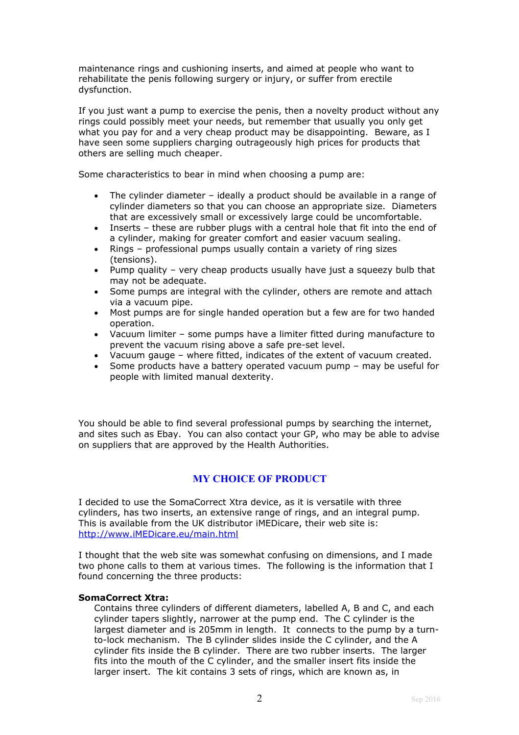maintenance rings and cushioning inserts, and aimed at people who want to rehabilitate the penis following surgery or injury, or suffer from erectile dysfunction.

If you just want a pump to exercise the penis, then a novelty product without any rings could possibly meet your needs, but remember that usually you only get what you pay for and a very cheap product may be disappointing. Beware, as I have seen some suppliers charging outrageously high prices for products that others are selling much cheaper.

Some characteristics to bear in mind when choosing a pump are:

- The cylinder diameter – ideally a product should be available in a range of cylinder diameters so that you can choose an appropriate size. Diameters that are excessively small or excessively large could be uncomfortable.
- Inserts – these are rubber plugs with a central hole that fit into the end of a cylinder, making for greater comfort and easier vacuum sealing.
- Rings – professional pumps usually contain a variety of ring sizes (tensions).
- Pump quality – very cheap products usually have just a squeezy bulb that may not be adequate.
- Some pumps are integral with the cylinder, others are remote and attach via a vacuum pipe.
- Most pumps are for single handed operation but a few are for two handed operation.
- Vacuum limiter – some pumps have a limiter fitted during manufacture to prevent the vacuum rising above a safe pre-set level.
- Vacuum gauge – where fitted, indicates of the extent of vacuum created.
- Some products have a battery operated vacuum pump – may be useful for people with limited manual dexterity.

You should be able to find several professional pumps by searching the internet, and sites such as Ebay. You can also contact your GP, who may be able to advise on suppliers that are approved by the Health Authorities.

## MY CHOICE OF PRODUCT

I decided to use the SomaCorrect Xtra device, as it is versatile with three cylinders, has two inserts, an extensive range of rings, and an integral pump. This is available from the UK distributor iMEDicare, their web site is: http://www.iMEDicare.eu/main.html

I thought that the web site was somewhat confusing on dimensions, and I made two phone calls to them at various times. The following is the information that I found concerning the three products:

**SomaCorrect Xtra:**

Contains three cylinders of different diameters, labelled A, B and C, and each cylinder tapers slightly, narrower at the pump end. The C cylinder is the largest diameter and is 205mm in length. It connects to the pump by a turn-to-lock mechanism. The B cylinder slides inside the C cylinder, and the A cylinder fits inside the B cylinder. There are two rubber inserts. The larger fits into the mouth of the C cylinder, and the smaller insert fits inside the larger insert. The kit contains 3 sets of rings, which are known as, in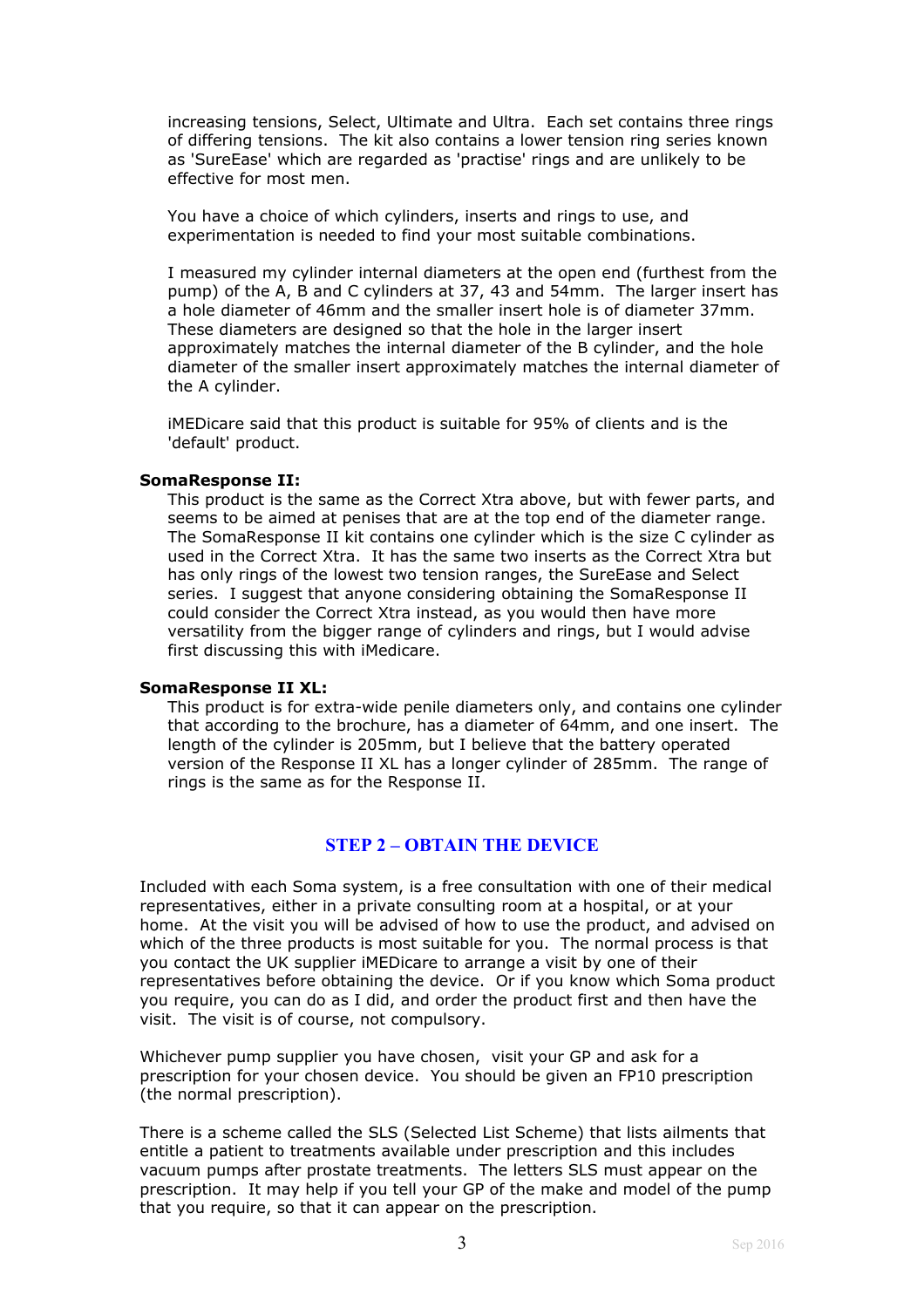increasing tensions, Select, Ultimate and Ultra. Each set contains three rings of differing tensions. The kit also contains a lower tension ring series known as 'SureEase' which are regarded as 'practise' rings and are unlikely to be effective for most men.

You have a choice of which cylinders, inserts and rings to use, and experimentation is needed to find your most suitable combinations.

I measured my cylinder internal diameters at the open end (furthest from the pump) of the A, B and C cylinders at 37, 43 and 54mm. The larger insert has a hole diameter of 46mm and the smaller insert hole is of diameter 37mm. These diameters are designed so that the hole in the larger insert approximately matches the internal diameter of the B cylinder, and the hole diameter of the smaller insert approximately matches the internal diameter of the A cylinder.

iMEDicare said that this product is suitable for 95% of clients and is the 'default' product.

**SomaResponse II:**

This product is the same as the Correct Xtra above, but with fewer parts, and seems to be aimed at penises that are at the top end of the diameter range. The SomaResponse II kit contains one cylinder which is the size C cylinder as used in the Correct Xtra. It has the same two inserts as the Correct Xtra but has only rings of the lowest two tension ranges, the SureEase and Select series. I suggest that anyone considering obtaining the SomaResponse II could consider the Correct Xtra instead, as you would then have more versatility from the bigger range of cylinders and rings, but I would advise first discussing this with iMedicare.

**SomaResponse II XL:**

This product is for extra-wide penile diameters only, and contains one cylinder that according to the brochure, has a diameter of 64mm, and one insert. The length of the cylinder is 205mm, but I believe that the battery operated version of the Response II XL has a longer cylinder of 285mm. The range of rings is the same as for the Response II.

## STEP 2 – OBTAIN THE DEVICE

Included with each Soma system, is a free consultation with one of their medical representatives, either in a private consulting room at a hospital, or at your home. At the visit you will be advised of how to use the product, and advised on which of the three products is most suitable for you. The normal process is that you contact the UK supplier iMEDicare to arrange a visit by one of their representatives before obtaining the device. Or if you know which Soma product you require, you can do as I did, and order the product first and then have the visit. The visit is of course, not compulsory.

Whichever pump supplier you have chosen, visit your GP and ask for a prescription for your chosen device. You should be given an FP10 prescription (the normal prescription).

There is a scheme called the SLS (Selected List Scheme) that lists ailments that entitle a patient to treatments available under prescription and this includes vacuum pumps after prostate treatments. The letters SLS must appear on the prescription. It may help if you tell your GP of the make and model of the pump that you require, so that it can appear on the prescription.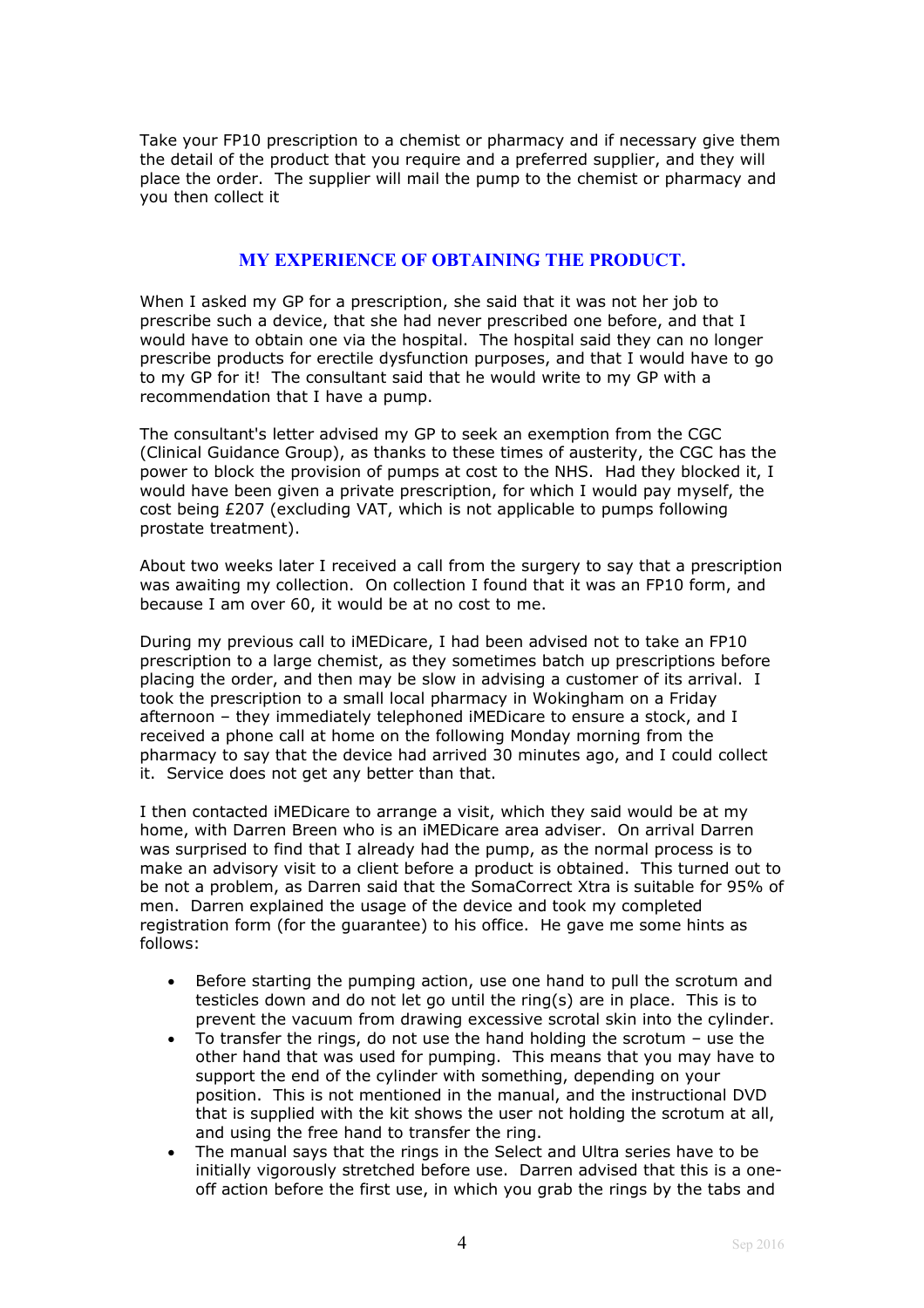Take your FP10 prescription to a chemist or pharmacy and if necessary give them the detail of the product that you require and a preferred supplier, and they will place the order. The supplier will mail the pump to the chemist or pharmacy and you then collect it

## MY EXPERIENCE OF OBTAINING THE PRODUCT.

When I asked my GP for a prescription, she said that it was not her job to prescribe such a device, that she had never prescribed one before, and that I would have to obtain one via the hospital. The hospital said they can no longer prescribe products for erectile dysfunction purposes, and that I would have to go to my GP for it! The consultant said that he would write to my GP with a recommendation that I have a pump.

The consultant's letter advised my GP to seek an exemption from the CGC (Clinical Guidance Group), as thanks to these times of austerity, the CGC has the power to block the provision of pumps at cost to the NHS. Had they blocked it, I would have been given a private prescription, for which I would pay myself, the cost being £207 (excluding VAT, which is not applicable to pumps following prostate treatment).

About two weeks later I received a call from the surgery to say that a prescription was awaiting my collection. On collection I found that it was an FP10 form, and because I am over 60, it would be at no cost to me.

During my previous call to iMEDicare, I had been advised not to take an FP10 prescription to a large chemist, as they sometimes batch up prescriptions before placing the order, and then may be slow in advising a customer of its arrival. I took the prescription to a small local pharmacy in Wokingham on a Friday afternoon – they immediately telephoned iMEDicare to ensure a stock, and I received a phone call at home on the following Monday morning from the pharmacy to say that the device had arrived 30 minutes ago, and I could collect it. Service does not get any better than that.

I then contacted iMEDicare to arrange a visit, which they said would be at my home, with Darren Breen who is an iMEDicare area adviser. On arrival Darren was surprised to find that I already had the pump, as the normal process is to make an advisory visit to a client before a product is obtained. This turned out to be not a problem, as Darren said that the SomaCorrect Xtra is suitable for 95% of men. Darren explained the usage of the device and took my completed registration form (for the guarantee) to his office. He gave me some hints as follows:

- Before starting the pumping action, use one hand to pull the scrotum and testicles down and do not let go until the ring(s) are in place. This is to prevent the vacuum from drawing excessive scrotal skin into the cylinder.
- To transfer the rings, do not use the hand holding the scrotum – use the other hand that was used for pumping. This means that you may have to support the end of the cylinder with something, depending on your position. This is not mentioned in the manual, and the instructional DVD that is supplied with the kit shows the user not holding the scrotum at all, and using the free hand to transfer the ring.
- The manual says that the rings in the Select and Ultra series have to be initially vigorously stretched before use. Darren advised that this is a one-off action before the first use, in which you grab the rings by the tabs and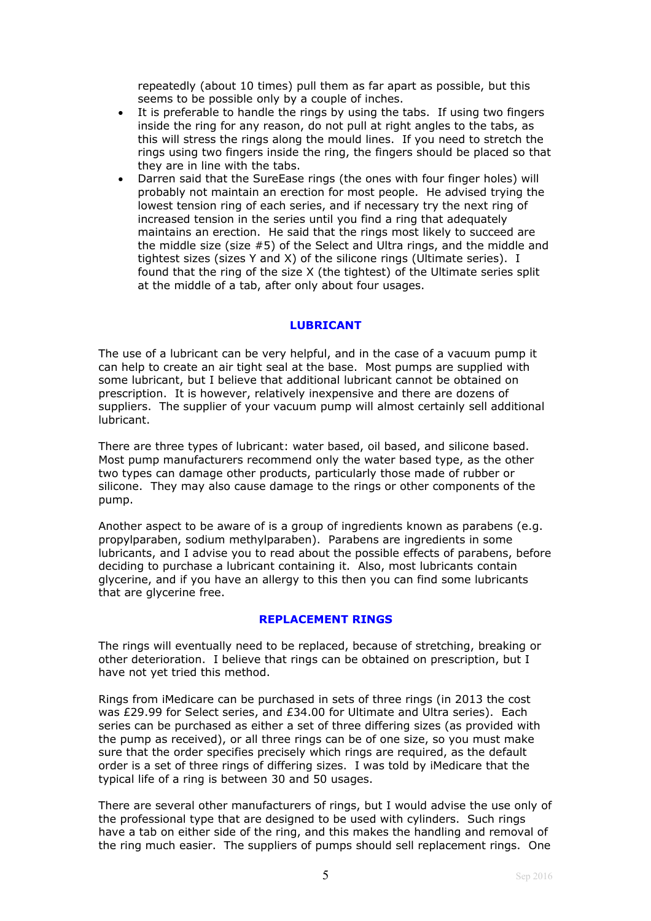repeatedly (about 10 times) pull them as far apart as possible, but this seems to be possible only by a couple of inches.

- It is preferable to handle the rings by using the tabs. If using two fingers inside the ring for any reason, do not pull at right angles to the tabs, as this will stress the rings along the mould lines. If you need to stretch the rings using two fingers inside the ring, the fingers should be placed so that they are in line with the tabs.
- Darren said that the SureEase rings (the ones with four finger holes) will probably not maintain an erection for most people. He advised trying the lowest tension ring of each series, and if necessary try the next ring of increased tension in the series until you find a ring that adequately maintains an erection. He said that the rings most likely to succeed are the middle size (size #5) of the Select and Ultra rings, and the middle and tightest sizes (sizes Y and X) of the silicone rings (Ultimate series). I found that the ring of the size X (the tightest) of the Ultimate series split at the middle of a tab, after only about four usages.

## LUBRICANT

The use of a lubricant can be very helpful, and in the case of a vacuum pump it can help to create an air tight seal at the base. Most pumps are supplied with some lubricant, but I believe that additional lubricant cannot be obtained on prescription. It is however, relatively inexpensive and there are dozens of suppliers. The supplier of your vacuum pump will almost certainly sell additional lubricant.

There are three types of lubricant: water based, oil based, and silicone based. Most pump manufacturers recommend only the water based type, as the other two types can damage other products, particularly those made of rubber or silicone. They may also cause damage to the rings or other components of the pump.

Another aspect to be aware of is a group of ingredients known as parabens (e.g. propylparaben, sodium methylparaben). Parabens are ingredients in some lubricants, and I advise you to read about the possible effects of parabens, before deciding to purchase a lubricant containing it. Also, most lubricants contain glycerine, and if you have an allergy to this then you can find some lubricants that are glycerine free.

## REPLACEMENT RINGS

The rings will eventually need to be replaced, because of stretching, breaking or other deterioration. I believe that rings can be obtained on prescription, but I have not yet tried this method.

Rings from iMedicare can be purchased in sets of three rings (in 2013 the cost was £29.99 for Select series, and £34.00 for Ultimate and Ultra series). Each series can be purchased as either a set of three differing sizes (as provided with the pump as received), or all three rings can be of one size, so you must make sure that the order specifies precisely which rings are required, as the default order is a set of three rings of differing sizes. I was told by iMedicare that the typical life of a ring is between 30 and 50 usages.

There are several other manufacturers of rings, but I would advise the use only of the professional type that are designed to be used with cylinders. Such rings have a tab on either side of the ring, and this makes the handling and removal of the ring much easier. The suppliers of pumps should sell replacement rings. One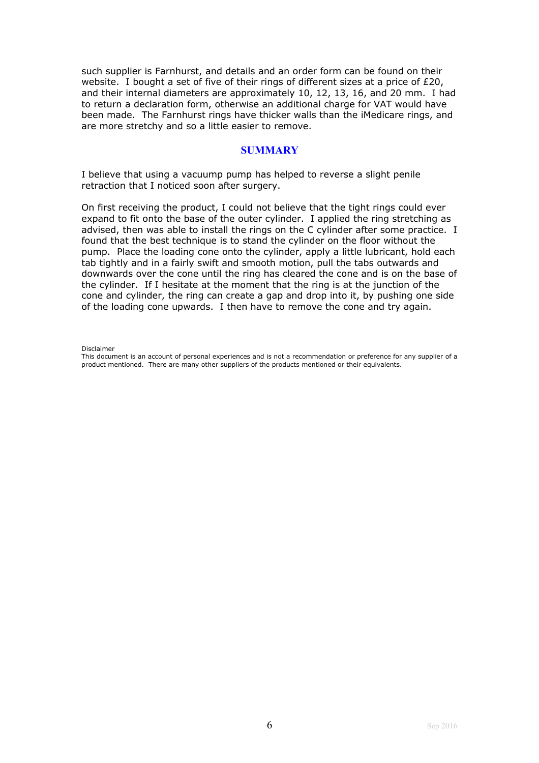such supplier is Farnhurst, and details and an order form can be found on their website. I bought a set of five of their rings of different sizes at a price of £20, and their internal diameters are approximately 10, 12, 13, 16, and 20 mm. I had to return a declaration form, otherwise an additional charge for VAT would have been made. The Farnhurst rings have thicker walls than the iMedicare rings, and are more stretchy and so a little easier to remove.

## SUMMARY

I believe that using a vacuump pump has helped to reverse a slight penile retraction that I noticed soon after surgery.

On first receiving the product, I could not believe that the tight rings could ever expand to fit onto the base of the outer cylinder. I applied the ring stretching as advised, then was able to install the rings on the C cylinder after some practice. I found that the best technique is to stand the cylinder on the floor without the pump. Place the loading cone onto the cylinder, apply a little lubricant, hold each tab tightly and in a fairly swift and smooth motion, pull the tabs outwards and downwards over the cone until the ring has cleared the cone and is on the base of the cylinder. If I hesitate at the moment that the ring is at the junction of the cone and cylinder, the ring can create a gap and drop into it, by pushing one side of the loading cone upwards. I then have to remove the cone and try again.

Disclaimer
This document is an account of personal experiences and is not a recommendation or preference for any supplier of a product mentioned. There are many other suppliers of the products mentioned or their equivalents.